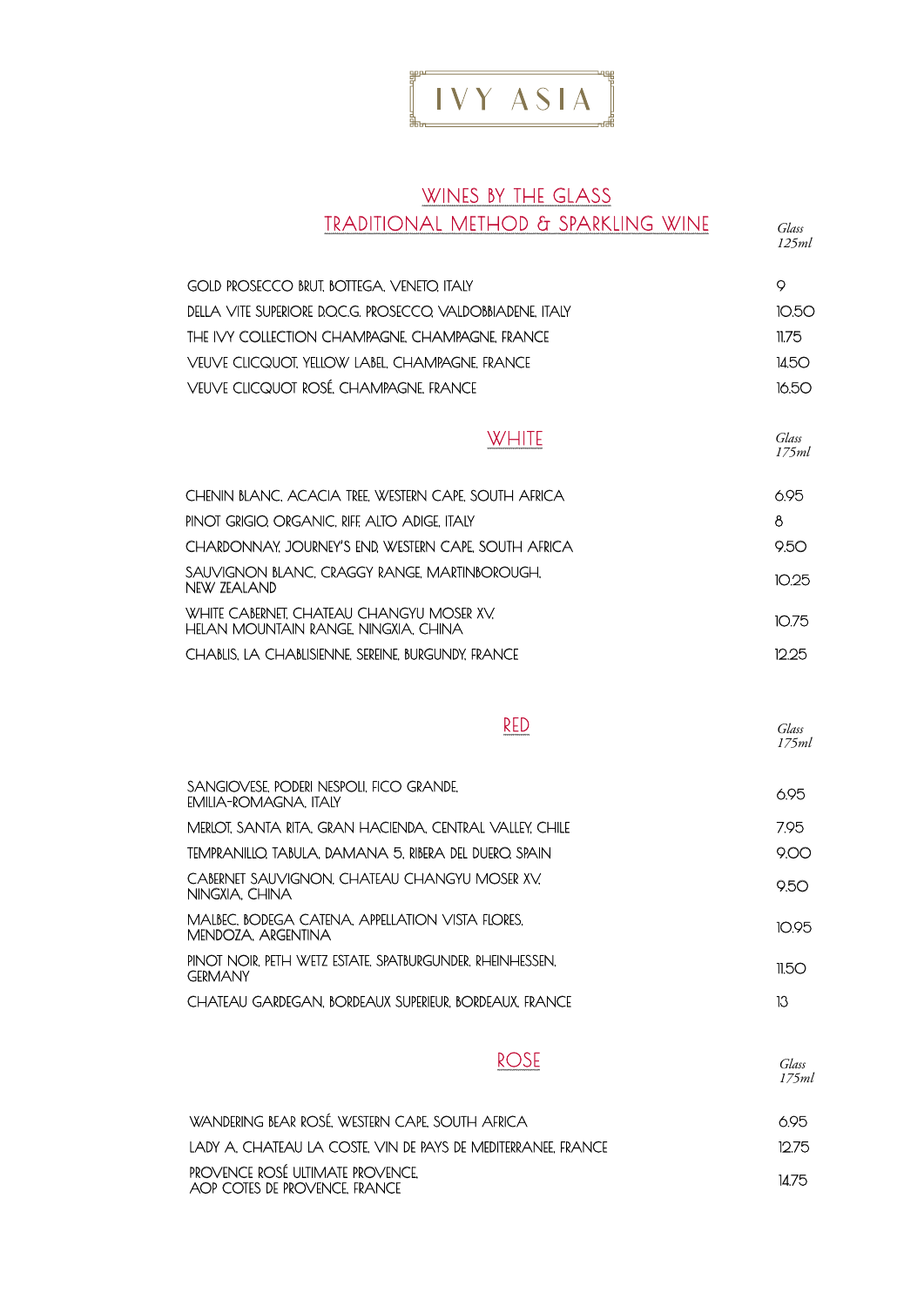# IVY ASIA

## WINES BY THE GLASS

## TRADITIONAL METHOD & SPARKLING WINE

| | *Glass 125ml* |
|---|---|
| GOLD PROSECCO BRUT, BOTTEGA, VENETO, ITALY | 9 |
| DELLA VITE SUPERIORE D.O.C.G. PROSECCO, VALDOBBIADENE, ITALY | 10.50 |
| THE IVY COLLECTION CHAMPAGNE, CHAMPAGNE, FRANCE | 11.75 |
| VEUVE CLICQUOT, YELLOW LABEL, CHAMPAGNE, FRANCE | 14.50 |
| VEUVE CLICQUOT ROSÉ, CHAMPAGNE, FRANCE | 16.50 |

## WHITE

| | *Glass 175ml* |
|---|---|
| CHENIN BLANC, ACACIA TREE, WESTERN CAPE, SOUTH AFRICA | 6.95 |
| PINOT GRIGIO, ORGANIC, RIFF, ALTO ADIGE, ITALY | 8 |
| CHARDONNAY, JOURNEY'S END, WESTERN CAPE, SOUTH AFRICA | 9.50 |
| SAUVIGNON BLANC, CRAGGY RANGE, MARTINBOROUGH, NEW ZEALAND | 10.25 |
| WHITE CABERNET, CHATEAU CHANGYU MOSER XV, HELAN MOUNTAIN RANGE, NINGXIA, CHINA | 10.75 |
| CHABLIS, LA CHABLISIENNE, SEREINE, BURGUNDY, FRANCE | 12.25 |

## RED

| | *Glass 175ml* |
|---|---|
| SANGIOVESE, PODERI NESPOLI, FICO GRANDE, EMILIA-ROMAGNA, ITALY | 6.95 |
| MERLOT, SANTA RITA, GRAN HACIENDA, CENTRAL VALLEY, CHILE | 7.95 |
| TEMPRANILLO, TABULA, DAMANA 5, RIBERA DEL DUERO, SPAIN | 9.00 |
| CABERNET SAUVIGNON, CHATEAU CHANGYU MOSER XV, NINGXIA, CHINA | 9.50 |
| MALBEC, BODEGA CATENA, APPELLATION VISTA FLORES, MENDOZA, ARGENTINA | 10.95 |
| PINOT NOIR, PETH WETZ ESTATE, SPATBURGUNDER, RHEINHESSEN, GERMANY | 11.50 |
| CHATEAU GARDEGAN, BORDEAUX SUPERIEUR, BORDEAUX, FRANCE | 13 |

## ROSE

| | *Glass 175ml* |
|---|---|
| WANDERING BEAR ROSÉ, WESTERN CAPE, SOUTH AFRICA | 6.95 |
| LADY A, CHATEAU LA COSTE, VIN DE PAYS DE MEDITERRANEE, FRANCE | 12.75 |
| PROVENCE ROSÉ ULTIMATE PROVENCE, AOP COTES DE PROVENCE, FRANCE | 14.75 |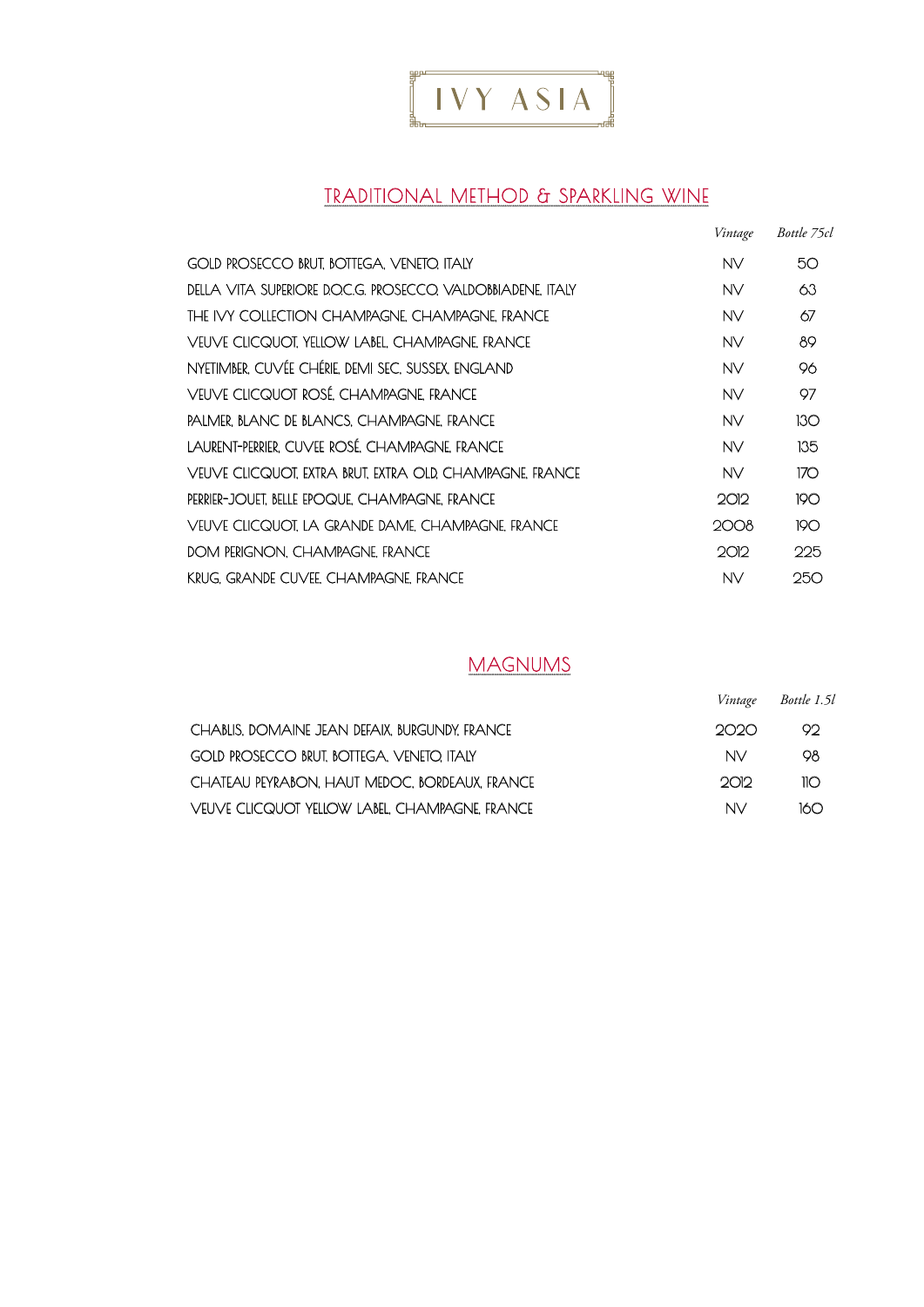# IVY ASIA

## TRADITIONAL METHOD & SPARKLING WINE

| | *Vintage* | *Bottle 75cl* |
|---|---|---|
| GOLD PROSECCO BRUT, BOTTEGA, VENETO, ITALY | NV | 50 |
| DELLA VITA SUPERIORE D.O.C.G. PROSECCO, VALDOBBIADENE, ITALY | NV | 63 |
| THE IVY COLLECTION CHAMPAGNE, CHAMPAGNE, FRANCE | NV | 67 |
| VEUVE CLICQUOT, YELLOW LABEL, CHAMPAGNE, FRANCE | NV | 89 |
| NYETIMBER, CUVÉE CHÉRIE, DEMI SEC, SUSSEX, ENGLAND | NV | 96 |
| VEUVE CLICQUOT ROSÉ, CHAMPAGNE, FRANCE | NV | 97 |
| PALMER, BLANC DE BLANCS, CHAMPAGNE, FRANCE | NV | 130 |
| LAURENT-PERRIER, CUVEE ROSÉ, CHAMPAGNE, FRANCE | NV | 135 |
| VEUVE CLICQUOT, EXTRA BRUT, EXTRA OLD, CHAMPAGNE, FRANCE | NV | 170 |
| PERRIER-JOUET, BELLE EPOQUE, CHAMPAGNE, FRANCE | 2012 | 190 |
| VEUVE CLICQUOT, LA GRANDE DAME, CHAMPAGNE, FRANCE | 2008 | 190 |
| DOM PERIGNON, CHAMPAGNE, FRANCE | 2012 | 225 |
| KRUG, GRANDE CUVEE, CHAMPAGNE, FRANCE | NV | 250 |

## MAGNUMS

| | *Vintage* | *Bottle 1.5l* |
|---|---|---|
| CHABLIS, DOMAINE JEAN DEFAIX, BURGUNDY, FRANCE | 2020 | 92 |
| GOLD PROSECCO BRUT, BOTTEGA, VENETO, ITALY | NV | 98 |
| CHATEAU PEYRABON, HAUT MEDOC, BORDEAUX, FRANCE | 2012 | 110 |
| VEUVE CLICQUOT YELLOW LABEL, CHAMPAGNE, FRANCE | NV | 160 |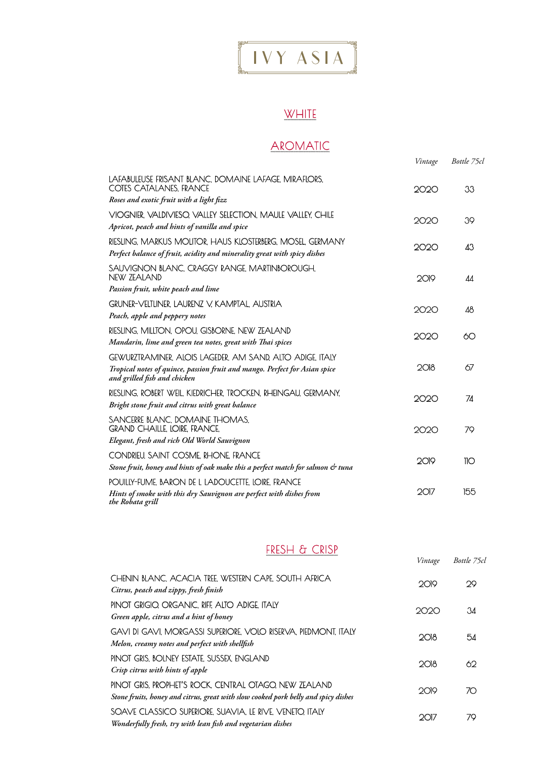# IVY ASIA

## WHITE

### AROMATIC

| | Vintage | Bottle 75cl |
|---|---|---|
| LAFABULEUSE FRISANT BLANC, DOMAINE LAFAGE, MIRAFLORS, COTES CATALANES, FRANCE<br>*Roses and exotic fruit with a light fizz* | 2020 | 33 |
| VIOGNIER, VALDIVIESO, VALLEY SELECTION, MAULE VALLEY, CHILE<br>*Apricot, peach and hints of vanilla and spice* | 2020 | 39 |
| RIESLING, MARKUS MOLITOR, HAUS KLOSTERBERG, MOSEL, GERMANY<br>*Perfect balance of fruit, acidity and minerality great with spicy dishes* | 2020 | 43 |
| SAUVIGNON BLANC, CRAGGY RANGE, MARTINBOROUGH, NEW ZEALAND<br>*Passion fruit, white peach and lime* | 2019 | 44 |
| GRUNER-VELTLINER, LAURENZ V, KAMPTAL, AUSTRIA<br>*Peach, apple and peppery notes* | 2020 | 48 |
| RIESLING, MILLTON, OPOU, GISBORNE, NEW ZEALAND<br>*Mandarin, lime and green tea notes, great with Thai spices* | 2020 | 60 |
| GEWURZTRAMINER, ALOIS LAGEDER, AM SAND, ALTO ADIGE, ITALY<br>*Tropical notes of quince, passion fruit and mango. Perfect for Asian spice and grilled fish and chicken* | 2018 | 67 |
| RIESLING, ROBERT WEIL, KIEDRICHER, TROCKEN, RHEINGAU, GERMANY,<br>*Bright stone fruit and citrus with great balance* | 2020 | 74 |
| SANCERRE BLANC, DOMAINE THOMAS, GRAND CHAILLE, LOIRE, FRANCE,<br>*Elegant, fresh and rich Old World Sauvignon* | 2020 | 79 |
| CONDRIEU, SAINT COSME, RHONE, FRANCE<br>*Stone fruit, honey and hints of oak make this a perfect match for salmon & tuna* | 2019 | 110 |
| POUILLY-FUME, BARON DE L LADOUCETTE, LOIRE, FRANCE<br>*Hints of smoke with this dry Sauvignon are perfect with dishes from the Robata grill* | 2017 | 155 |

### FRESH & CRISP

| | Vintage | Bottle 75cl |
|---|---|---|
| CHENIN BLANC, ACACIA TREE, WESTERN CAPE, SOUTH AFRICA<br>*Citrus, peach and zippy, fresh finish* | 2019 | 29 |
| PINOT GRIGIO, ORGANIC, RIFF, ALTO ADIGE, ITALY<br>*Green apple, citrus and a hint of honey* | 2020 | 34 |
| GAVI DI GAVI, MORGASSI SUPERIORE, VOLO RISERVA, PIEDMONT, ITALY<br>*Melon, creamy notes and perfect with shellfish* | 2018 | 54 |
| PINOT GRIS, BOLNEY ESTATE, SUSSEX, ENGLAND<br>*Crisp citrus with hints of apple* | 2018 | 62 |
| PINOT GRIS, PROPHET'S ROCK, CENTRAL OTAGO, NEW ZEALAND<br>*Stone fruits, honey and citrus, great with slow cooked pork belly and spicy dishes* | 2019 | 70 |
| SOAVE CLASSICO SUPERIORE, SUAVIA, LE RIVE, VENETO, ITALY<br>*Wonderfully fresh, try with lean fish and vegetarian dishes* | 2017 | 79 |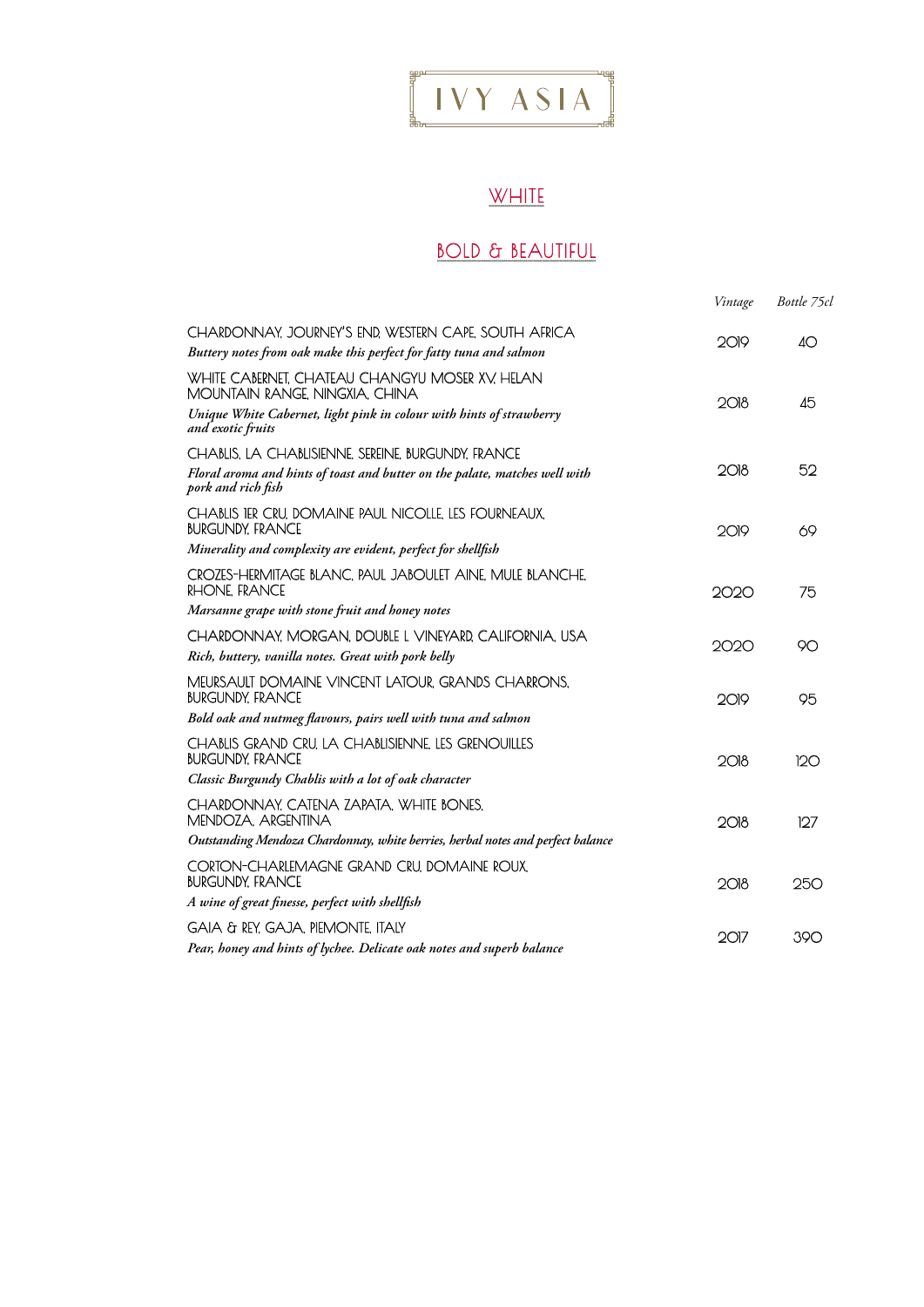# IVY ASIA

## WHITE

### BOLD & BEAUTIFUL

| | *Vintage* | *Bottle 75cl* |
|---|---|---|
| CHARDONNAY, JOURNEY'S END, WESTERN CAPE, SOUTH AFRICA<br>***Buttery notes from oak make this perfect for fatty tuna and salmon*** | 2019 | 40 |
| WHITE CABERNET, CHATEAU CHANGYU MOSER XV, HELAN MOUNTAIN RANGE, NINGXIA, CHINA<br>***Unique White Cabernet, light pink in colour with hints of strawberry and exotic fruits*** | 2018 | 45 |
| CHABLIS, LA CHABLISIENNE, SEREINE, BURGUNDY, FRANCE<br>***Floral aroma and hints of toast and butter on the palate, matches well with pork and rich fish*** | 2018 | 52 |
| CHABLIS 1ER CRU, DOMAINE PAUL NICOLLE, LES FOURNEAUX, BURGUNDY, FRANCE<br>***Minerality and complexity are evident, perfect for shellfish*** | 2019 | 69 |
| CROZES-HERMITAGE BLANC, PAUL JABOULET AINE, MULE BLANCHE, RHONE, FRANCE<br>***Marsanne grape with stone fruit and honey notes*** | 2020 | 75 |
| CHARDONNAY, MORGAN, DOUBLE L VINEYARD, CALIFORNIA, USA<br>***Rich, buttery, vanilla notes. Great with pork belly*** | 2020 | 90 |
| MEURSAULT DOMAINE VINCENT LATOUR, GRANDS CHARRONS, BURGUNDY, FRANCE<br>***Bold oak and nutmeg flavours, pairs well with tuna and salmon*** | 2019 | 95 |
| CHABLIS GRAND CRU, LA CHABLISIENNE, LES GRENOUILLES BURGUNDY, FRANCE<br>***Classic Burgundy Chablis with a lot of oak character*** | 2018 | 120 |
| CHARDONNAY, CATENA ZAPATA, WHITE BONES, MENDOZA, ARGENTINA<br>***Outstanding Mendoza Chardonnay, white berries, herbal notes and perfect balance*** | 2018 | 127 |
| CORTON-CHARLEMAGNE GRAND CRU, DOMAINE ROUX, BURGUNDY, FRANCE<br>***A wine of great finesse, perfect with shellfish*** | 2018 | 250 |
| GAIA & REY, GAJA, PIEMONTE, ITALY<br>***Pear, honey and hints of lychee. Delicate oak notes and superb balance*** | 2017 | 390 |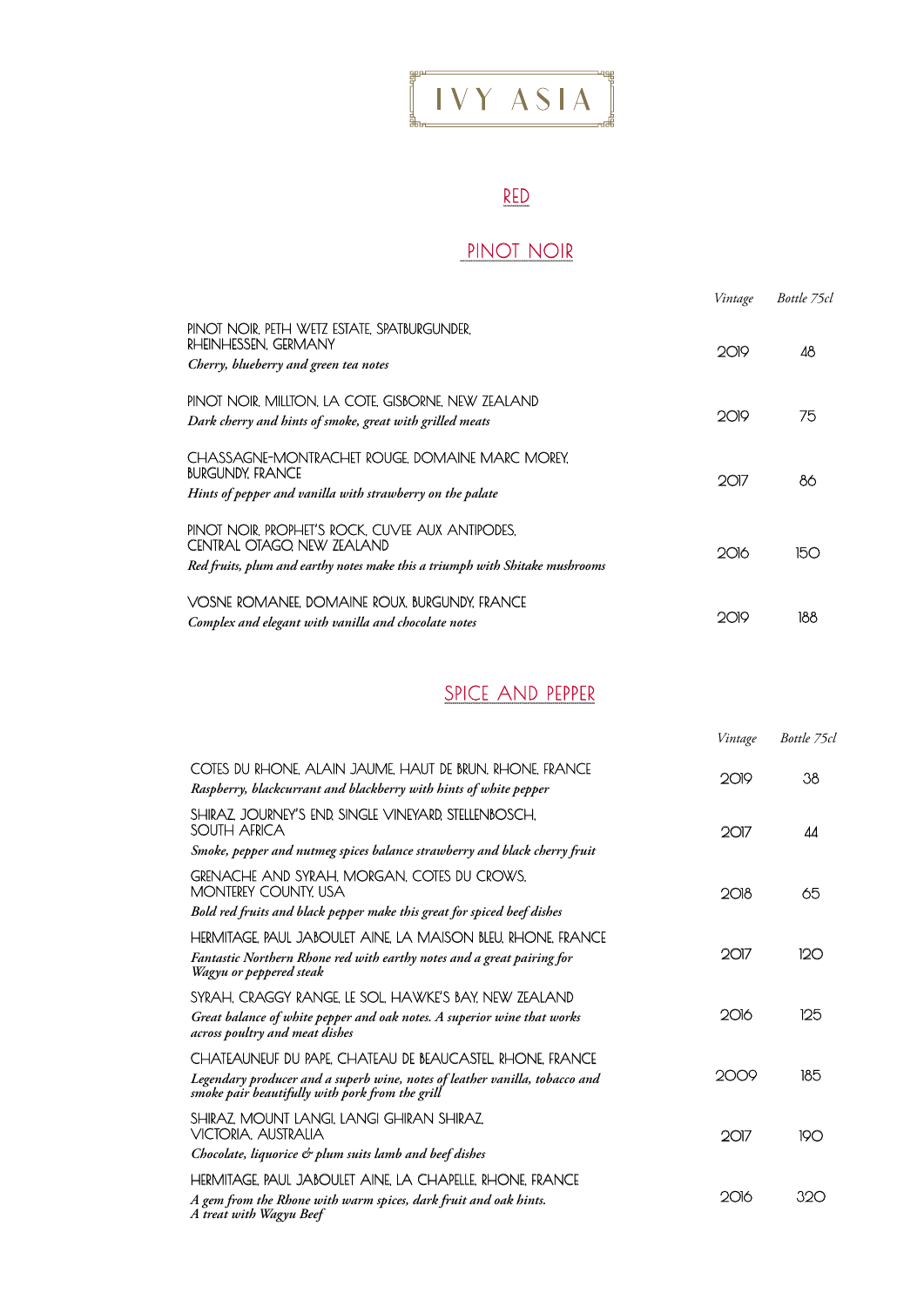# IVY ASIA

## RED

### PINOT NOIR

| | Vintage | Bottle 75cl |
|---|---|---|
| PINOT NOIR, PETH WETZ ESTATE, SPATBURGUNDER, RHEINHESSEN, GERMANY<br>*Cherry, blueberry and green tea notes* | 2019 | 48 |
| PINOT NOIR, MILLTON, LA COTE, GISBORNE, NEW ZEALAND<br>*Dark cherry and hints of smoke, great with grilled meats* | 2019 | 75 |
| CHASSAGNE-MONTRACHET ROUGE, DOMAINE MARC MOREY, BURGUNDY, FRANCE<br>*Hints of pepper and vanilla with strawberry on the palate* | 2017 | 86 |
| PINOT NOIR, PROPHET'S ROCK, CUVEE AUX ANTIPODES, CENTRAL OTAGO, NEW ZEALAND<br>*Red fruits, plum and earthy notes make this a triumph with Shitake mushrooms* | 2016 | 150 |
| VOSNE ROMANEE, DOMAINE ROUX, BURGUNDY, FRANCE<br>*Complex and elegant with vanilla and chocolate notes* | 2019 | 188 |

### SPICE AND PEPPER

| | Vintage | Bottle 75cl |
|---|---|---|
| COTES DU RHONE, ALAIN JAUME, HAUT DE BRUN, RHONE, FRANCE<br>*Raspberry, blackcurrant and blackberry with hints of white pepper* | 2019 | 38 |
| SHIRAZ, JOURNEY'S END, SINGLE VINEYARD, STELLENBOSCH, SOUTH AFRICA<br>*Smoke, pepper and nutmeg spices balance strawberry and black cherry fruit* | 2017 | 44 |
| GRENACHE AND SYRAH, MORGAN, COTES DU CROWS, MONTEREY COUNTY, USA<br>*Bold red fruits and black pepper make this great for spiced beef dishes* | 2018 | 65 |
| HERMITAGE, PAUL JABOULET AINE, LA MAISON BLEU, RHONE, FRANCE<br>*Fantastic Northern Rhone red with earthy notes and a great pairing for Wagyu or peppered steak* | 2017 | 120 |
| SYRAH, CRAGGY RANGE, LE SOL, HAWKE'S BAY, NEW ZEALAND<br>*Great balance of white pepper and oak notes. A superior wine that works across poultry and meat dishes* | 2016 | 125 |
| CHATEAUNEUF DU PAPE, CHATEAU DE BEAUCASTEL, RHONE, FRANCE<br>*Legendary producer and a superb wine, notes of leather vanilla, tobacco and smoke pair beautifully with pork from the grill* | 2009 | 185 |
| SHIRAZ, MOUNT LANGI, LANGI GHIRAN SHIRAZ, VICTORIA, AUSTRALIA<br>*Chocolate, liquorice & plum suits lamb and beef dishes* | 2017 | 190 |
| HERMITAGE, PAUL JABOULET AINE, LA CHAPELLE, RHONE, FRANCE<br>*A gem from the Rhone with warm spices, dark fruit and oak hints. A treat with Wagyu Beef* | 2016 | 320 |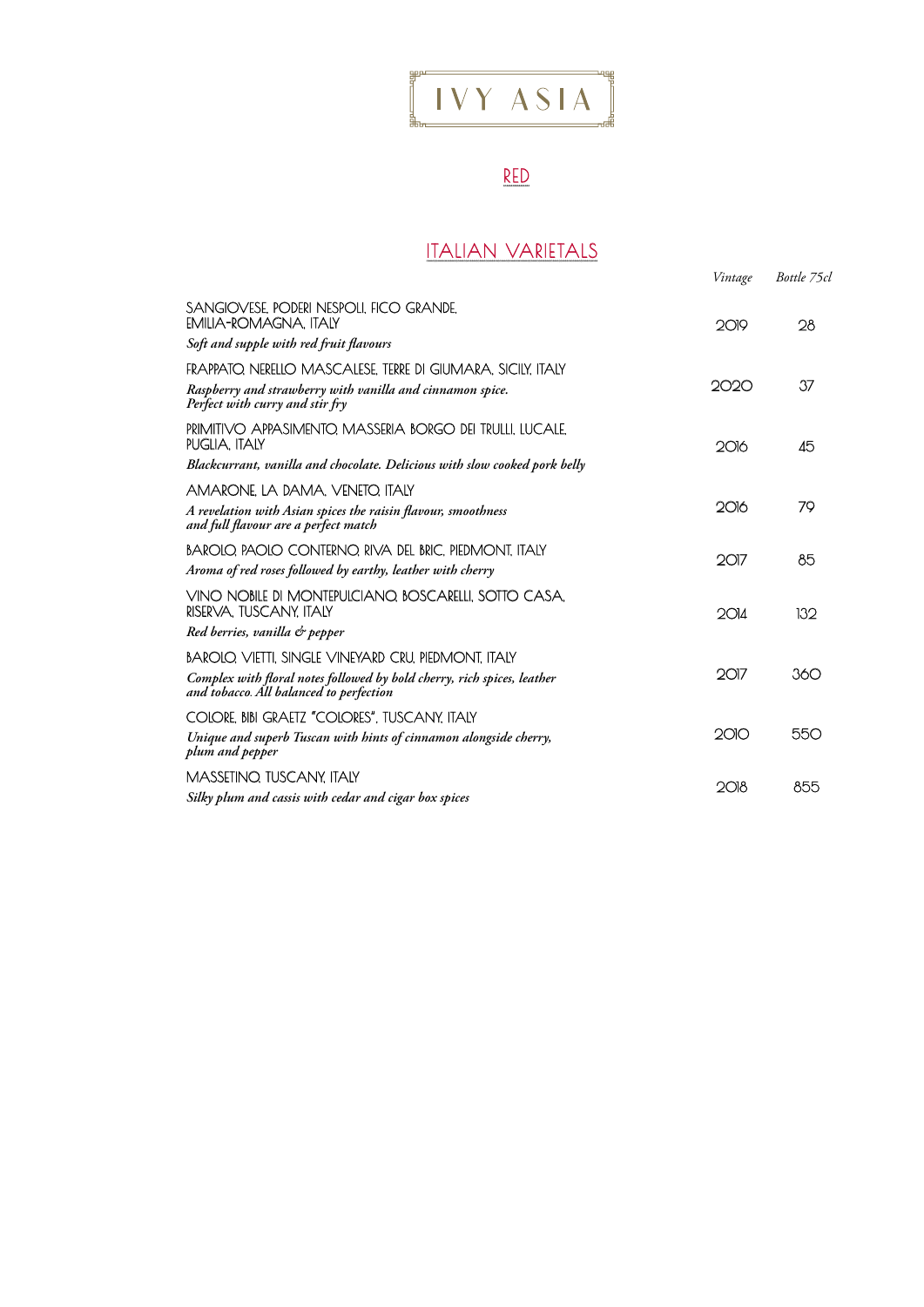# IVY ASIA

## RED

### ITALIAN VARIETALS

| | Vintage | Bottle 75cl |
|---|---|---|
| SANGIOVESE, PODERI NESPOLI, FICO GRANDE, EMILIA-ROMAGNA, ITALY<br>*Soft and supple with red fruit flavours* | 2019 | 28 |
| FRAPPATO, NERELLO MASCALESE, TERRE DI GIUMARA, SICILY, ITALY<br>*Raspberry and strawberry with vanilla and cinnamon spice. Perfect with curry and stir fry* | 2020 | 37 |
| PRIMITIVO APPASIMENTO, MASSERIA BORGO DEI TRULLI, LUCALE, PUGLIA, ITALY<br>*Blackcurrant, vanilla and chocolate. Delicious with slow cooked pork belly* | 2016 | 45 |
| AMARONE, LA DAMA, VENETO, ITALY<br>*A revelation with Asian spices the raisin flavour, smoothness and full flavour are a perfect match* | 2016 | 79 |
| BAROLO, PAOLO CONTERNO, RIVA DEL BRIC, PIEDMONT, ITALY<br>*Aroma of red roses followed by earthy, leather with cherry* | 2017 | 85 |
| VINO NOBILE DI MONTEPULCIANO, BOSCARELLI, SOTTO CASA, RISERVA, TUSCANY, ITALY<br>*Red berries, vanilla & pepper* | 2014 | 132 |
| BAROLO, VIETTI, SINGLE VINEYARD CRU, PIEDMONT, ITALY<br>*Complex with floral notes followed by bold cherry, rich spices, leather and tobacco. All balanced to perfection* | 2017 | 360 |
| COLORE, BIBI GRAETZ "COLORES", TUSCANY, ITALY<br>*Unique and superb Tuscan with hints of cinnamon alongside cherry, plum and pepper* | 2010 | 550 |
| MASSETINO, TUSCANY, ITALY<br>*Silky plum and cassis with cedar and cigar box spices* | 2018 | 855 |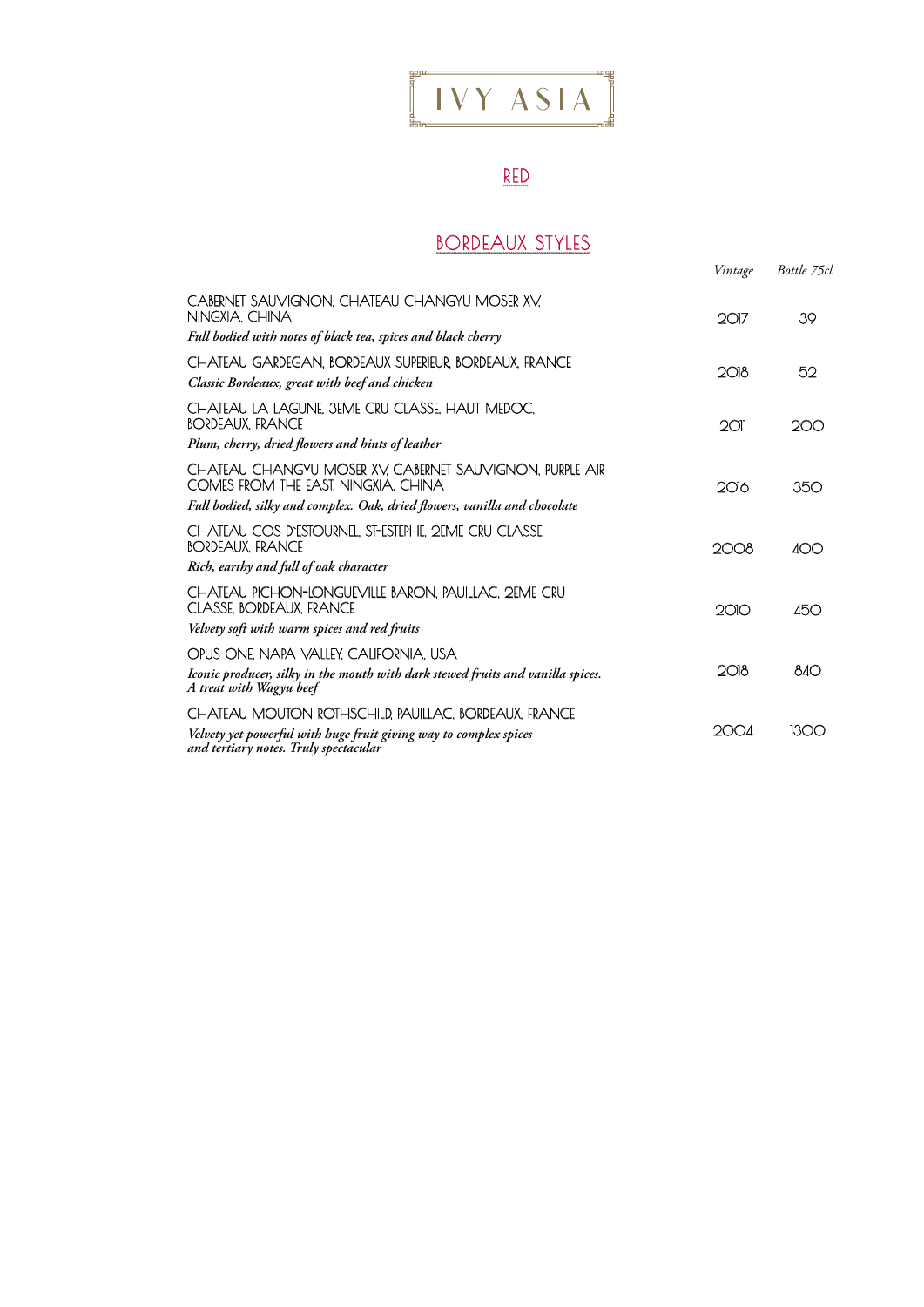# IVY ASIA

## RED

### BORDEAUX STYLES

| | Vintage | Bottle 75cl |
|---|---|---|
| CABERNET SAUVIGNON, CHATEAU CHANGYU MOSER XV, NINGXIA, CHINA<br>*Full bodied with notes of black tea, spices and black cherry* | 2017 | 39 |
| CHATEAU GARDEGAN, BORDEAUX SUPERIEUR, BORDEAUX, FRANCE<br>*Classic Bordeaux, great with beef and chicken* | 2018 | 52 |
| CHATEAU LA LAGUNE, 3EME CRU CLASSE, HAUT MEDOC, BORDEAUX, FRANCE<br>*Plum, cherry, dried flowers and hints of leather* | 2011 | 200 |
| CHATEAU CHANGYU MOSER XV, CABERNET SAUVIGNON, PURPLE AIR COMES FROM THE EAST, NINGXIA, CHINA<br>*Full bodied, silky and complex. Oak, dried flowers, vanilla and chocolate* | 2016 | 350 |
| CHATEAU COS D'ESTOURNEL, ST-ESTEPHE, 2EME CRU CLASSE, BORDEAUX, FRANCE<br>*Rich, earthy and full of oak character* | 2008 | 400 |
| CHATEAU PICHON-LONGUEVILLE BARON, PAUILLAC, 2EME CRU CLASSE, BORDEAUX, FRANCE<br>*Velvety soft with warm spices and red fruits* | 2010 | 450 |
| OPUS ONE, NAPA VALLEY, CALIFORNIA, USA<br>*Iconic producer, silky in the mouth with dark stewed fruits and vanilla spices. A treat with Wagyu beef* | 2018 | 840 |
| CHATEAU MOUTON ROTHSCHILD, PAUILLAC, BORDEAUX, FRANCE<br>*Velvety yet powerful with huge fruit giving way to complex spices and tertiary notes. Truly spectacular* | 2004 | 1300 |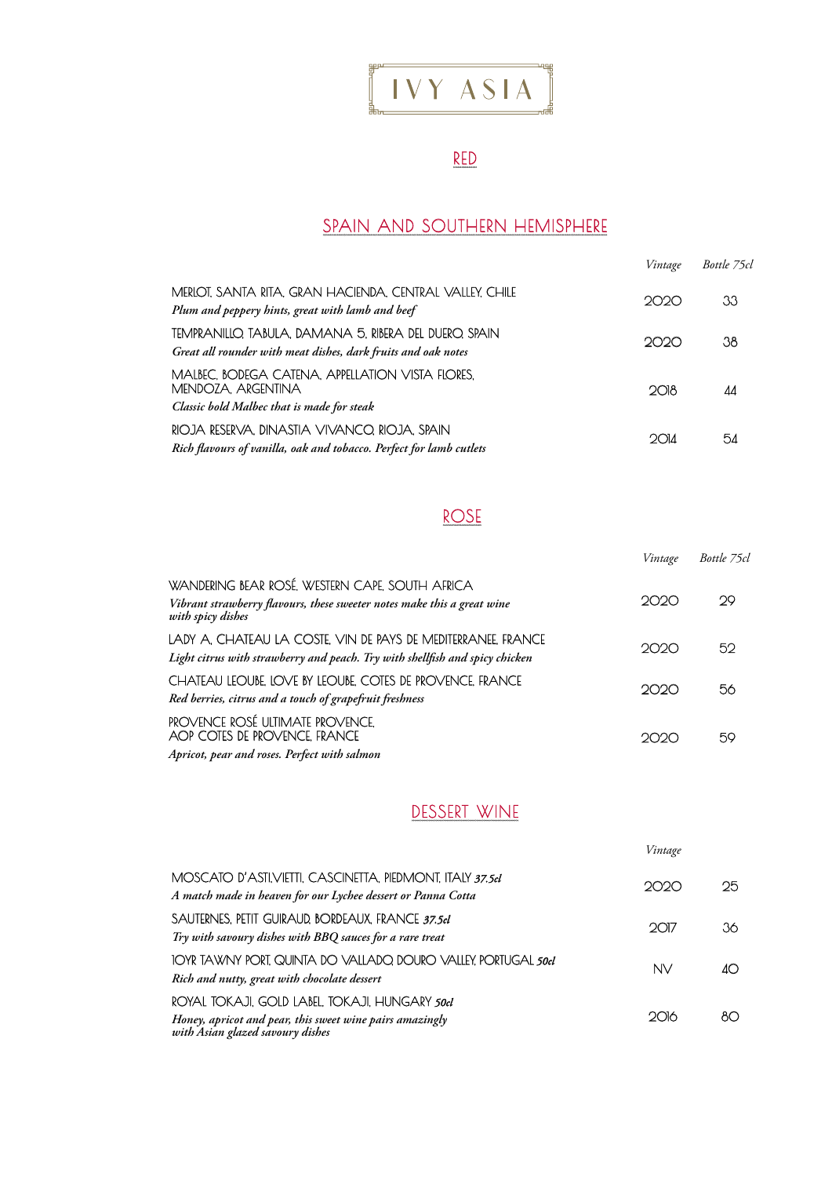# IVY ASIA

## RED

### SPAIN AND SOUTHERN HEMISPHERE

| | Vintage | Bottle 75cl |
|---|---|---|
| MERLOT, SANTA RITA, GRAN HACIENDA, CENTRAL VALLEY, CHILE<br>*Plum and peppery hints, great with lamb and beef* | 2020 | 33 |
| TEMPRANILLO, TABULA, DAMANA 5, RIBERA DEL DUERO, SPAIN<br>*Great all rounder with meat dishes, dark fruits and oak notes* | 2020 | 38 |
| MALBEC, BODEGA CATENA, APPELLATION VISTA FLORES, MENDOZA, ARGENTINA<br>*Classic bold Malbec that is made for steak* | 2018 | 44 |
| RIOJA RESERVA, DINASTIA VIVANCO, RIOJA, SPAIN<br>*Rich flavours of vanilla, oak and tobacco. Perfect for lamb cutlets* | 2014 | 54 |

## ROSE

| | Vintage | Bottle 75cl |
|---|---|---|
| WANDERING BEAR ROSÉ, WESTERN CAPE, SOUTH AFRICA<br>*Vibrant strawberry flavours, these sweeter notes make this a great wine with spicy dishes* | 2020 | 29 |
| LADY A, CHATEAU LA COSTE, VIN DE PAYS DE MEDITERRANEE, FRANCE<br>*Light citrus with strawberry and peach. Try with shellfish and spicy chicken* | 2020 | 52 |
| CHATEAU LEOUBE, LOVE BY LEOUBE, COTES DE PROVENCE, FRANCE<br>*Red berries, citrus and a touch of grapefruit freshness* | 2020 | 56 |
| PROVENCE ROSÉ ULTIMATE PROVENCE, AOP COTES DE PROVENCE, FRANCE<br>*Apricot, pear and roses. Perfect with salmon* | 2020 | 59 |

## DESSERT WINE

| | Vintage | |
|---|---|---|
| MOSCATO D'ASTI,VIETTI, CASCINETTA, PIEDMONT, ITALY ***37.5cl***<br>*A match made in heaven for our Lychee dessert or Panna Cotta* | 2020 | 25 |
| SAUTERNES, PETIT GUIRAUD, BORDEAUX, FRANCE ***37.5cl***<br>*Try with savoury dishes with BBQ sauces for a rare treat* | 2017 | 36 |
| 10YR TAWNY PORT, QUINTA DO VALLADO, DOURO VALLEY, PORTUGAL ***50cl***<br>*Rich and nutty, great with chocolate dessert* | NV | 40 |
| ROYAL TOKAJI, GOLD LABEL, TOKAJI, HUNGARY ***50cl***<br>*Honey, apricot and pear, this sweet wine pairs amazingly with Asian glazed savoury dishes* | 2016 | 80 |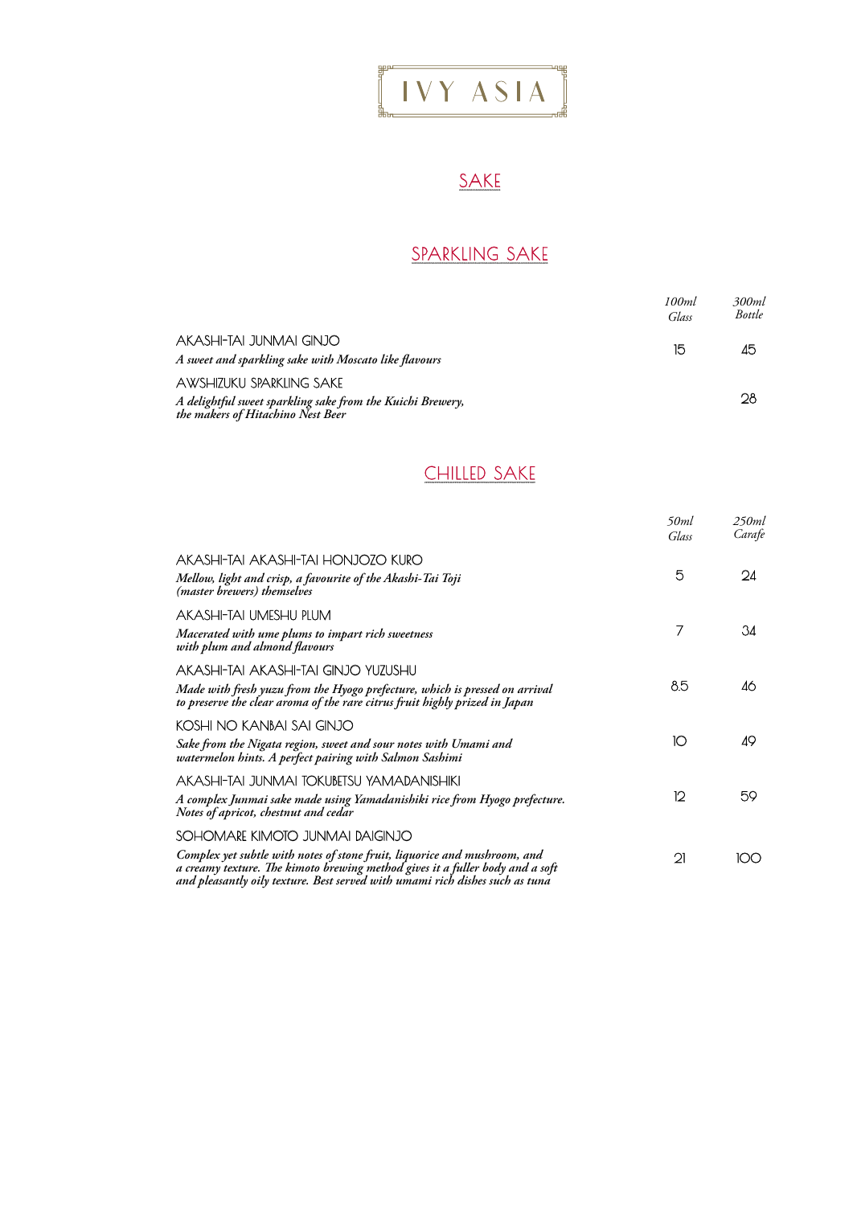# IVY ASIA

## SAKE

### SPARKLING SAKE

| | 100ml Glass | 300ml Bottle |
|---|---|---|
| AKASHI-TAI JUNMAI GINJO<br>*A sweet and sparkling sake with Moscato like flavours* | 15 | 45 |
| AWSHIZUKU SPARKLING SAKE<br>*A delightful sweet sparkling sake from the Kuichi Brewery, the makers of Hitachino Nest Beer* | | 28 |

### CHILLED SAKE

| | 50ml Glass | 250ml Carafe |
|---|---|---|
| AKASHI-TAI AKASHI-TAI HONJOZO KURO<br>*Mellow, light and crisp, a favourite of the Akashi-Tai Toji (master brewers) themselves* | 5 | 24 |
| AKASHI-TAI UMESHU PLUM<br>*Macerated with ume plums to impart rich sweetness with plum and almond flavours* | 7 | 34 |
| AKASHI-TAI AKASHI-TAI GINJO YUZUSHU<br>*Made with fresh yuzu from the Hyogo prefecture, which is pressed on arrival to preserve the clear aroma of the rare citrus fruit highly prized in Japan* | 8.5 | 46 |
| KOSHI NO KANBAI SAI GINJO<br>*Sake from the Nigata region, sweet and sour notes with Umami and watermelon hints. A perfect pairing with Salmon Sashimi* | 10 | 49 |
| AKASHI-TAI JUNMAI TOKUBETSU YAMADANISHIKI<br>*A complex Junmai sake made using Yamadanishiki rice from Hyogo prefecture. Notes of apricot, chestnut and cedar* | 12 | 59 |
| SOHOMARE KIMOTO JUNMAI DAIGINJO<br>*Complex yet subtle with notes of stone fruit, liquorice and mushroom, and a creamy texture. The kimoto brewing method gives it a fuller body and a soft and pleasantly oily texture. Best served with umami rich dishes such as tuna* | 21 | 100 |